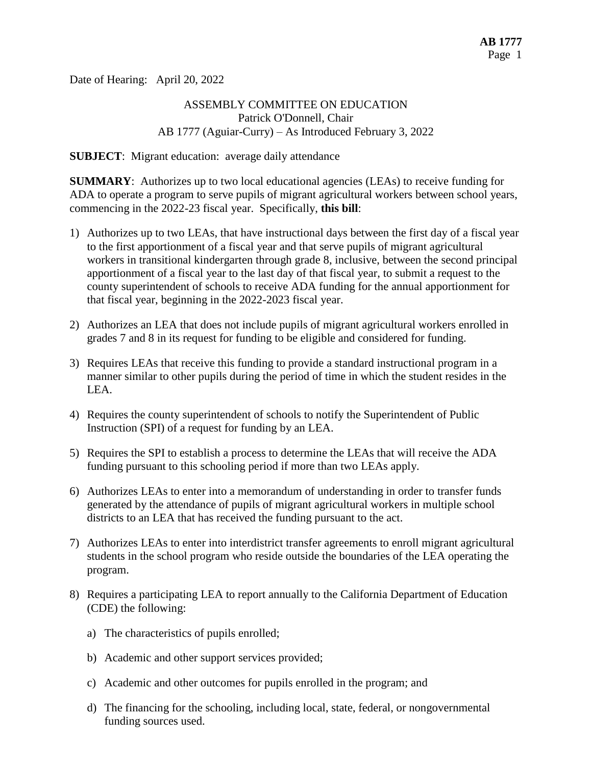Date of Hearing: April 20, 2022

ASSEMBLY COMMITTEE ON EDUCATION
Patrick O'Donnell, Chair
AB 1777 (Aguiar-Curry) – As Introduced February 3, 2022

**SUBJECT**: Migrant education: average daily attendance

**SUMMARY**: Authorizes up to two local educational agencies (LEAs) to receive funding for ADA to operate a program to serve pupils of migrant agricultural workers between school years, commencing in the 2022-23 fiscal year. Specifically, **this bill**:

1) Authorizes up to two LEAs, that have instructional days between the first day of a fiscal year to the first apportionment of a fiscal year and that serve pupils of migrant agricultural workers in transitional kindergarten through grade 8, inclusive, between the second principal apportionment of a fiscal year to the last day of that fiscal year, to submit a request to the county superintendent of schools to receive ADA funding for the annual apportionment for that fiscal year, beginning in the 2022-2023 fiscal year.

2) Authorizes an LEA that does not include pupils of migrant agricultural workers enrolled in grades 7 and 8 in its request for funding to be eligible and considered for funding.

3) Requires LEAs that receive this funding to provide a standard instructional program in a manner similar to other pupils during the period of time in which the student resides in the LEA.

4) Requires the county superintendent of schools to notify the Superintendent of Public Instruction (SPI) of a request for funding by an LEA.

5) Requires the SPI to establish a process to determine the LEAs that will receive the ADA funding pursuant to this schooling period if more than two LEAs apply.

6) Authorizes LEAs to enter into a memorandum of understanding in order to transfer funds generated by the attendance of pupils of migrant agricultural workers in multiple school districts to an LEA that has received the funding pursuant to the act.

7) Authorizes LEAs to enter into interdistrict transfer agreements to enroll migrant agricultural students in the school program who reside outside the boundaries of the LEA operating the program.

8) Requires a participating LEA to report annually to the California Department of Education (CDE) the following:

   a) The characteristics of pupils enrolled;

   b) Academic and other support services provided;

   c) Academic and other outcomes for pupils enrolled in the program; and

   d) The financing for the schooling, including local, state, federal, or nongovernmental funding sources used.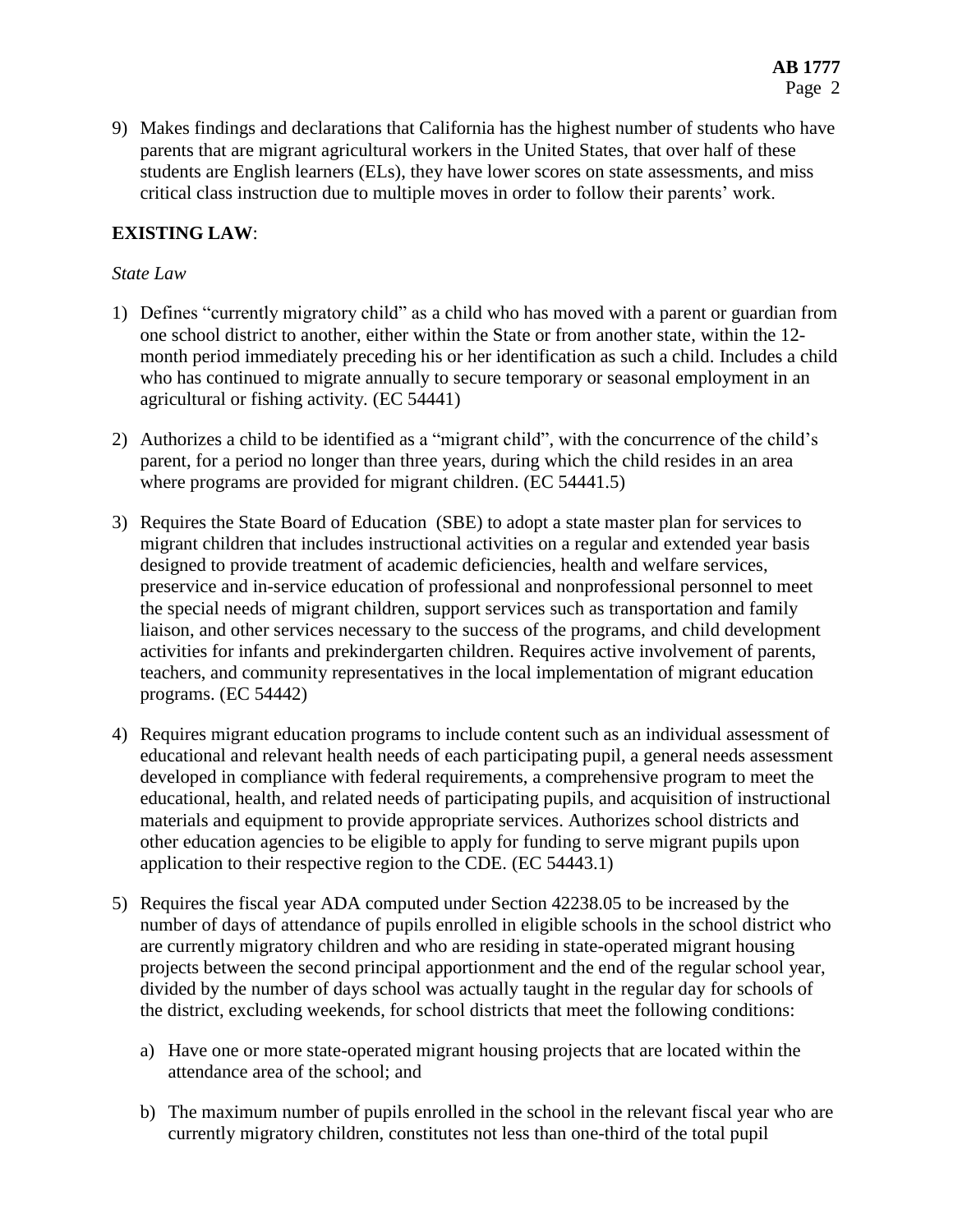9) Makes findings and declarations that California has the highest number of students who have parents that are migrant agricultural workers in the United States, that over half of these students are English learners (ELs), they have lower scores on state assessments, and miss critical class instruction due to multiple moves in order to follow their parents' work.

**EXISTING LAW**:

*State Law*

1) Defines "currently migratory child" as a child who has moved with a parent or guardian from one school district to another, either within the State or from another state, within the 12-month period immediately preceding his or her identification as such a child. Includes a child who has continued to migrate annually to secure temporary or seasonal employment in an agricultural or fishing activity. (EC 54441)

2) Authorizes a child to be identified as a "migrant child", with the concurrence of the child's parent, for a period no longer than three years, during which the child resides in an area where programs are provided for migrant children. (EC 54441.5)

3) Requires the State Board of Education (SBE) to adopt a state master plan for services to migrant children that includes instructional activities on a regular and extended year basis designed to provide treatment of academic deficiencies, health and welfare services, preservice and in-service education of professional and nonprofessional personnel to meet the special needs of migrant children, support services such as transportation and family liaison, and other services necessary to the success of the programs, and child development activities for infants and prekindergarten children. Requires active involvement of parents, teachers, and community representatives in the local implementation of migrant education programs. (EC 54442)

4) Requires migrant education programs to include content such as an individual assessment of educational and relevant health needs of each participating pupil, a general needs assessment developed in compliance with federal requirements, a comprehensive program to meet the educational, health, and related needs of participating pupils, and acquisition of instructional materials and equipment to provide appropriate services. Authorizes school districts and other education agencies to be eligible to apply for funding to serve migrant pupils upon application to their respective region to the CDE. (EC 54443.1)

5) Requires the fiscal year ADA computed under Section 42238.05 to be increased by the number of days of attendance of pupils enrolled in eligible schools in the school district who are currently migratory children and who are residing in state-operated migrant housing projects between the second principal apportionment and the end of the regular school year, divided by the number of days school was actually taught in the regular day for schools of the district, excluding weekends, for school districts that meet the following conditions:

   a) Have one or more state-operated migrant housing projects that are located within the attendance area of the school; and

   b) The maximum number of pupils enrolled in the school in the relevant fiscal year who are currently migratory children, constitutes not less than one-third of the total pupil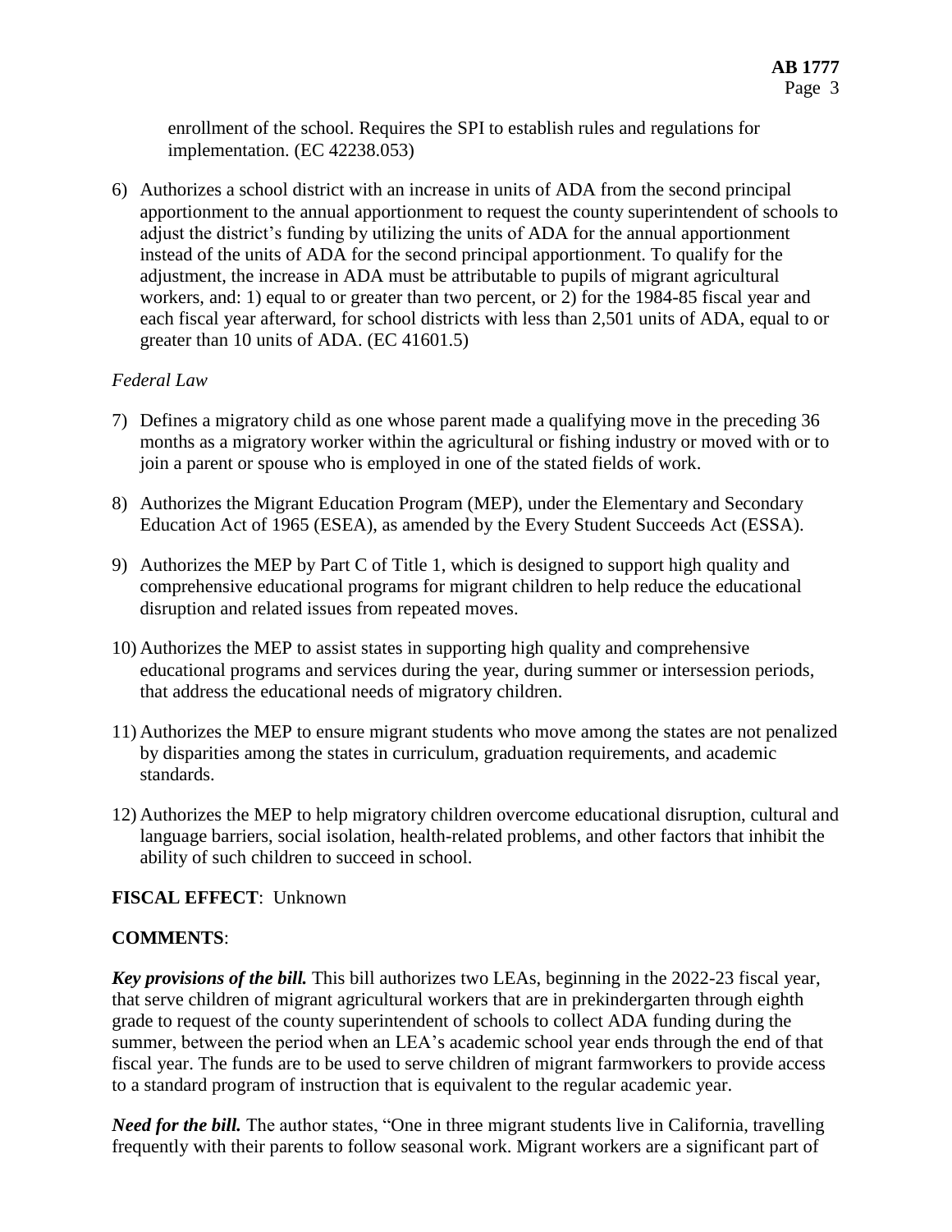enrollment of the school. Requires the SPI to establish rules and regulations for implementation. (EC 42238.053)

6) Authorizes a school district with an increase in units of ADA from the second principal apportionment to the annual apportionment to request the county superintendent of schools to adjust the district's funding by utilizing the units of ADA for the annual apportionment instead of the units of ADA for the second principal apportionment. To qualify for the adjustment, the increase in ADA must be attributable to pupils of migrant agricultural workers, and: 1) equal to or greater than two percent, or 2) for the 1984-85 fiscal year and each fiscal year afterward, for school districts with less than 2,501 units of ADA, equal to or greater than 10 units of ADA. (EC 41601.5)

*Federal Law*

7) Defines a migratory child as one whose parent made a qualifying move in the preceding 36 months as a migratory worker within the agricultural or fishing industry or moved with or to join a parent or spouse who is employed in one of the stated fields of work.

8) Authorizes the Migrant Education Program (MEP), under the Elementary and Secondary Education Act of 1965 (ESEA), as amended by the Every Student Succeeds Act (ESSA).

9) Authorizes the MEP by Part C of Title 1, which is designed to support high quality and comprehensive educational programs for migrant children to help reduce the educational disruption and related issues from repeated moves.

10) Authorizes the MEP to assist states in supporting high quality and comprehensive educational programs and services during the year, during summer or intersession periods, that address the educational needs of migratory children.

11) Authorizes the MEP to ensure migrant students who move among the states are not penalized by disparities among the states in curriculum, graduation requirements, and academic standards.

12) Authorizes the MEP to help migratory children overcome educational disruption, cultural and language barriers, social isolation, health-related problems, and other factors that inhibit the ability of such children to succeed in school.

**FISCAL EFFECT**: Unknown

**COMMENTS**:

***Key provisions of the bill.*** This bill authorizes two LEAs, beginning in the 2022-23 fiscal year, that serve children of migrant agricultural workers that are in prekindergarten through eighth grade to request of the county superintendent of schools to collect ADA funding during the summer, between the period when an LEA's academic school year ends through the end of that fiscal year. The funds are to be used to serve children of migrant farmworkers to provide access to a standard program of instruction that is equivalent to the regular academic year.

***Need for the bill.*** The author states, "One in three migrant students live in California, travelling frequently with their parents to follow seasonal work. Migrant workers are a significant part of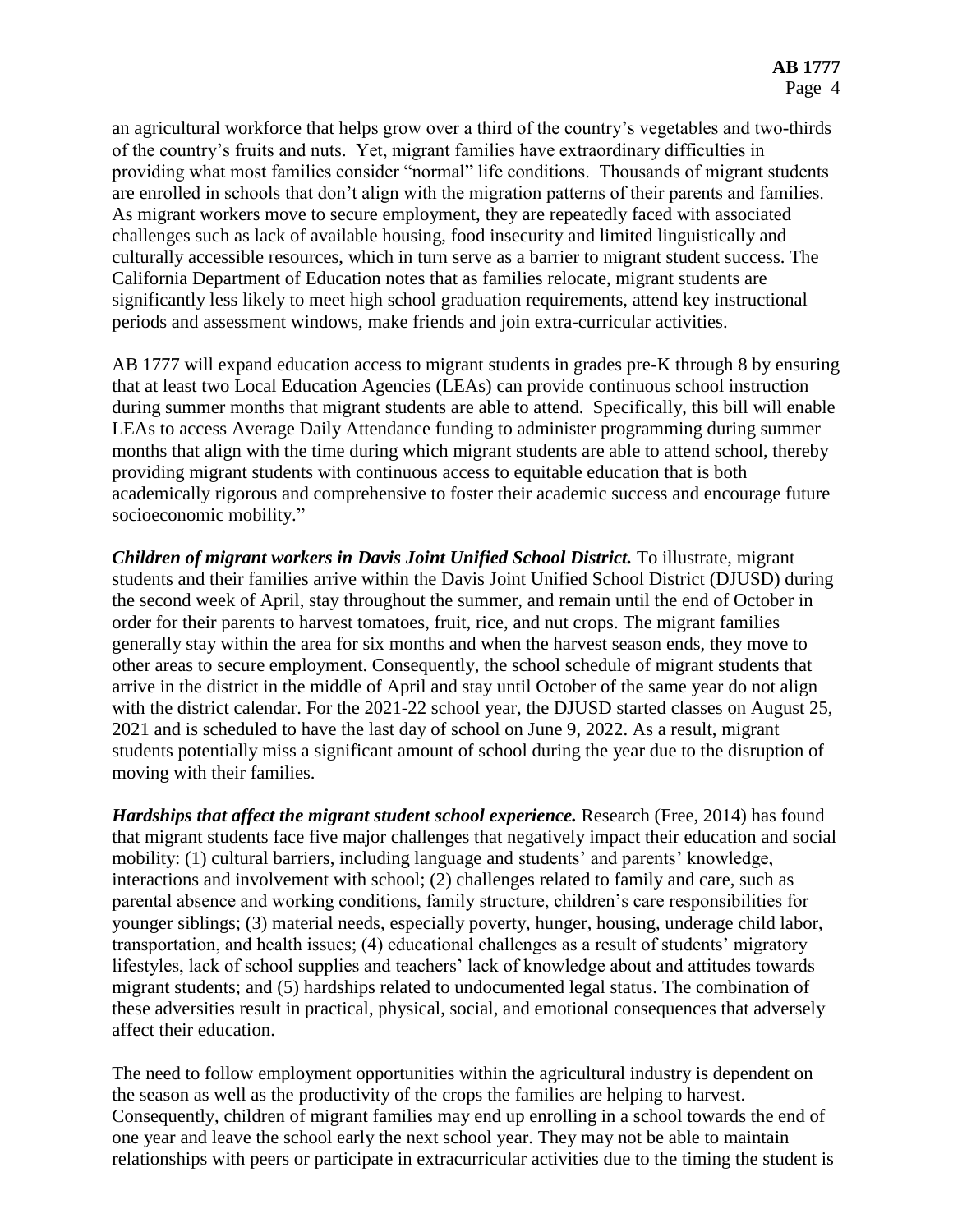an agricultural workforce that helps grow over a third of the country's vegetables and two-thirds of the country's fruits and nuts. Yet, migrant families have extraordinary difficulties in providing what most families consider "normal" life conditions. Thousands of migrant students are enrolled in schools that don't align with the migration patterns of their parents and families. As migrant workers move to secure employment, they are repeatedly faced with associated challenges such as lack of available housing, food insecurity and limited linguistically and culturally accessible resources, which in turn serve as a barrier to migrant student success. The California Department of Education notes that as families relocate, migrant students are significantly less likely to meet high school graduation requirements, attend key instructional periods and assessment windows, make friends and join extra-curricular activities.

AB 1777 will expand education access to migrant students in grades pre-K through 8 by ensuring that at least two Local Education Agencies (LEAs) can provide continuous school instruction during summer months that migrant students are able to attend. Specifically, this bill will enable LEAs to access Average Daily Attendance funding to administer programming during summer months that align with the time during which migrant students are able to attend school, thereby providing migrant students with continuous access to equitable education that is both academically rigorous and comprehensive to foster their academic success and encourage future socioeconomic mobility."

***Children of migrant workers in Davis Joint Unified School District.*** To illustrate, migrant students and their families arrive within the Davis Joint Unified School District (DJUSD) during the second week of April, stay throughout the summer, and remain until the end of October in order for their parents to harvest tomatoes, fruit, rice, and nut crops. The migrant families generally stay within the area for six months and when the harvest season ends, they move to other areas to secure employment. Consequently, the school schedule of migrant students that arrive in the district in the middle of April and stay until October of the same year do not align with the district calendar. For the 2021-22 school year, the DJUSD started classes on August 25, 2021 and is scheduled to have the last day of school on June 9, 2022. As a result, migrant students potentially miss a significant amount of school during the year due to the disruption of moving with their families.

***Hardships that affect the migrant student school experience.*** Research (Free, 2014) has found that migrant students face five major challenges that negatively impact their education and social mobility: (1) cultural barriers, including language and students' and parents' knowledge, interactions and involvement with school; (2) challenges related to family and care, such as parental absence and working conditions, family structure, children's care responsibilities for younger siblings; (3) material needs, especially poverty, hunger, housing, underage child labor, transportation, and health issues; (4) educational challenges as a result of students' migratory lifestyles, lack of school supplies and teachers' lack of knowledge about and attitudes towards migrant students; and (5) hardships related to undocumented legal status. The combination of these adversities result in practical, physical, social, and emotional consequences that adversely affect their education.

The need to follow employment opportunities within the agricultural industry is dependent on the season as well as the productivity of the crops the families are helping to harvest. Consequently, children of migrant families may end up enrolling in a school towards the end of one year and leave the school early the next school year. They may not be able to maintain relationships with peers or participate in extracurricular activities due to the timing the student is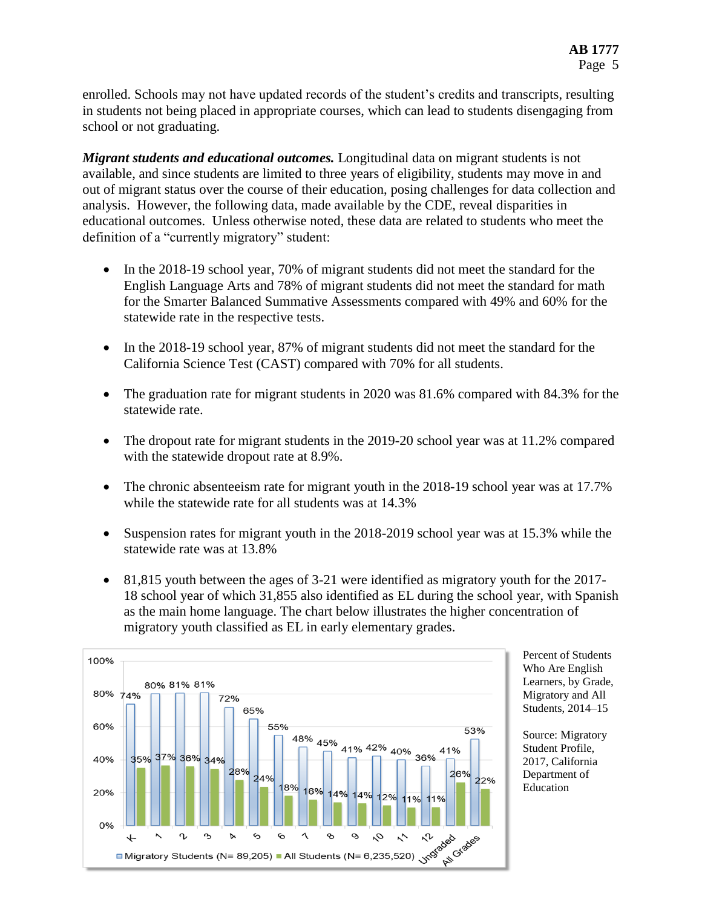enrolled. Schools may not have updated records of the student's credits and transcripts, resulting in students not being placed in appropriate courses, which can lead to students disengaging from school or not graduating.

***Migrant students and educational outcomes.*** Longitudinal data on migrant students is not available, and since students are limited to three years of eligibility, students may move in and out of migrant status over the course of their education, posing challenges for data collection and analysis. However, the following data, made available by the CDE, reveal disparities in educational outcomes. Unless otherwise noted, these data are related to students who meet the definition of a "currently migratory" student:

- In the 2018-19 school year, 70% of migrant students did not meet the standard for the English Language Arts and 78% of migrant students did not meet the standard for math for the Smarter Balanced Summative Assessments compared with 49% and 60% for the statewide rate in the respective tests.
- In the 2018-19 school year, 87% of migrant students did not meet the standard for the California Science Test (CAST) compared with 70% for all students.
- The graduation rate for migrant students in 2020 was 81.6% compared with 84.3% for the statewide rate.
- The dropout rate for migrant students in the 2019-20 school year was at 11.2% compared with the statewide dropout rate at 8.9%.
- The chronic absenteeism rate for migrant youth in the 2018-19 school year was at 17.7% while the statewide rate for all students was at 14.3%
- Suspension rates for migrant youth in the 2018-2019 school year was at 15.3% while the statewide rate was at 13.8%
- 81,815 youth between the ages of 3-21 were identified as migratory youth for the 2017-18 school year of which 31,855 also identified as EL during the school year, with Spanish as the main home language. The chart below illustrates the higher concentration of migratory youth classified as EL in early elementary grades.

| Grade | Migratory Students (N= 89,205) | All Students (N= 6,235,520) |
|---|---|---|
| K | 74% | 35% |
| 1 | 80% | 37% |
| 2 | 81% | 36% |
| 3 | 81% | 34% |
| 4 | 72% | 28% |
| 5 | 65% | 24% |
| 6 | 55% | 18% |
| 7 | 48% | 16% |
| 8 | 45% | 14% |
| 9 | 41% | 14% |
| 10 | 42% | 12% |
| 11 | 40% | 11% |
| 12 | 36% | 11% |
| Ungraded | 41% | 26% |
| All Grades | 53% | 22% |

Percent of Students Who Are English Learners, by Grade, Migratory and All Students, 2014–15

Source: Migratory Student Profile, 2017, California Department of Education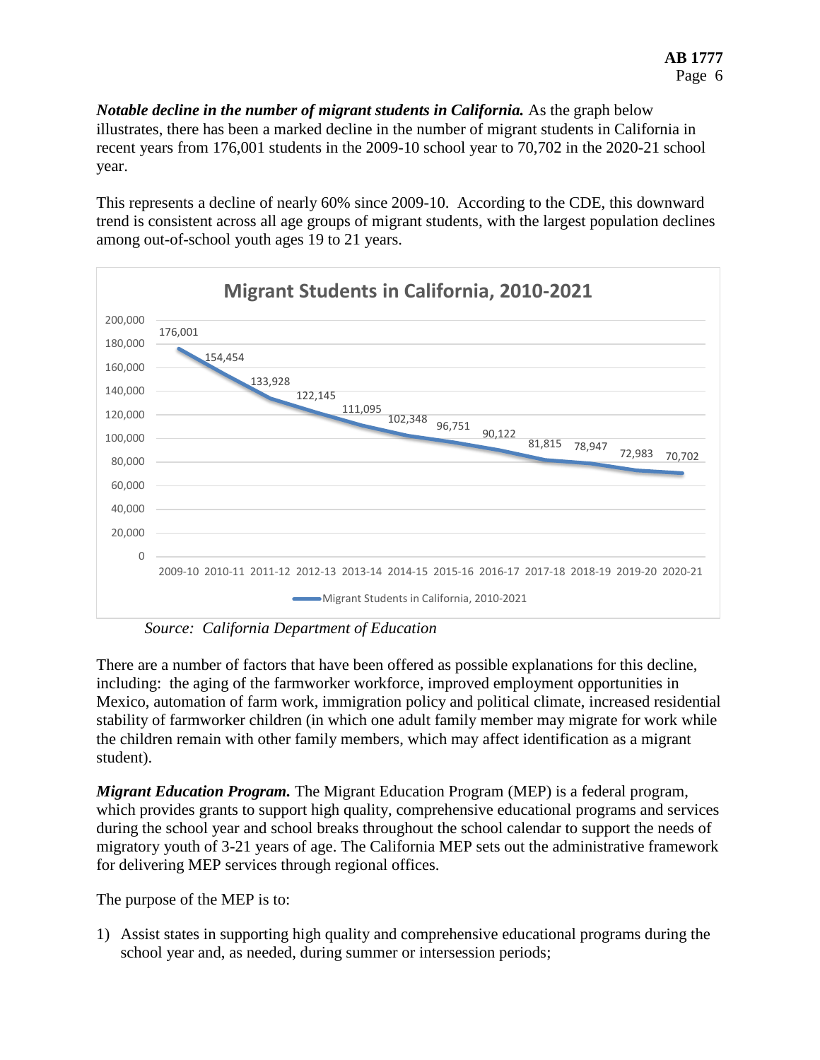***Notable decline in the number of migrant students in California.*** As the graph below illustrates, there has been a marked decline in the number of migrant students in California in recent years from 176,001 students in the 2009-10 school year to 70,702 in the 2020-21 school year.

This represents a decline of nearly 60% since 2009-10. According to the CDE, this downward trend is consistent across all age groups of migrant students, with the largest population declines among out-of-school youth ages 19 to 21 years.

**Migrant Students in California, 2010-2021**

| School Year | Migrant Students in California, 2010-2021 |
|---|---|
| 2009-10 | 176,001 |
| 2010-11 | 154,454 |
| 2011-12 | 133,928 |
| 2012-13 | 122,145 |
| 2013-14 | 111,095 |
| 2014-15 | 102,348 |
| 2015-16 | 96,751 |
| 2016-17 | 90,122 |
| 2017-18 | 81,815 |
| 2018-19 | 78,947 |
| 2019-20 | 72,983 |
| 2020-21 | 70,702 |

*Source: California Department of Education*

There are a number of factors that have been offered as possible explanations for this decline, including: the aging of the farmworker workforce, improved employment opportunities in Mexico, automation of farm work, immigration policy and political climate, increased residential stability of farmworker children (in which one adult family member may migrate for work while the children remain with other family members, which may affect identification as a migrant student).

***Migrant Education Program.*** The Migrant Education Program (MEP) is a federal program, which provides grants to support high quality, comprehensive educational programs and services during the school year and school breaks throughout the school calendar to support the needs of migratory youth of 3-21 years of age. The California MEP sets out the administrative framework for delivering MEP services through regional offices.

The purpose of the MEP is to:

1) Assist states in supporting high quality and comprehensive educational programs during the school year and, as needed, during summer or intersession periods;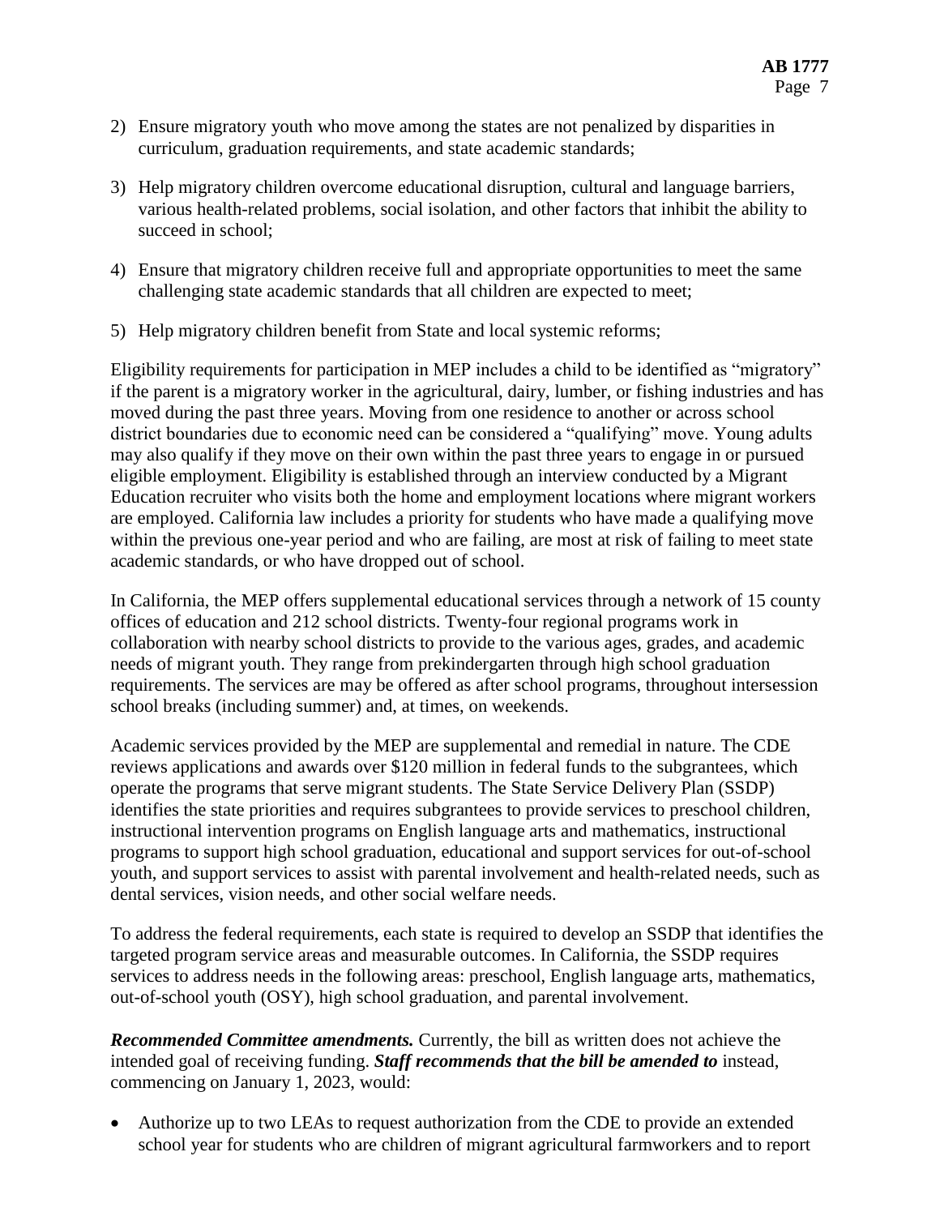2) Ensure migratory youth who move among the states are not penalized by disparities in curriculum, graduation requirements, and state academic standards;

3) Help migratory children overcome educational disruption, cultural and language barriers, various health-related problems, social isolation, and other factors that inhibit the ability to succeed in school;

4) Ensure that migratory children receive full and appropriate opportunities to meet the same challenging state academic standards that all children are expected to meet;

5) Help migratory children benefit from State and local systemic reforms;

Eligibility requirements for participation in MEP includes a child to be identified as "migratory" if the parent is a migratory worker in the agricultural, dairy, lumber, or fishing industries and has moved during the past three years. Moving from one residence to another or across school district boundaries due to economic need can be considered a "qualifying" move. Young adults may also qualify if they move on their own within the past three years to engage in or pursued eligible employment. Eligibility is established through an interview conducted by a Migrant Education recruiter who visits both the home and employment locations where migrant workers are employed. California law includes a priority for students who have made a qualifying move within the previous one-year period and who are failing, are most at risk of failing to meet state academic standards, or who have dropped out of school.

In California, the MEP offers supplemental educational services through a network of 15 county offices of education and 212 school districts. Twenty-four regional programs work in collaboration with nearby school districts to provide to the various ages, grades, and academic needs of migrant youth. They range from prekindergarten through high school graduation requirements. The services are may be offered as after school programs, throughout intersession school breaks (including summer) and, at times, on weekends.

Academic services provided by the MEP are supplemental and remedial in nature. The CDE reviews applications and awards over $120 million in federal funds to the subgrantees, which operate the programs that serve migrant students. The State Service Delivery Plan (SSDP) identifies the state priorities and requires subgrantees to provide services to preschool children, instructional intervention programs on English language arts and mathematics, instructional programs to support high school graduation, educational and support services for out-of-school youth, and support services to assist with parental involvement and health-related needs, such as dental services, vision needs, and other social welfare needs.

To address the federal requirements, each state is required to develop an SSDP that identifies the targeted program service areas and measurable outcomes. In California, the SSDP requires services to address needs in the following areas: preschool, English language arts, mathematics, out-of-school youth (OSY), high school graduation, and parental involvement.

***Recommended Committee amendments.*** Currently, the bill as written does not achieve the intended goal of receiving funding. ***Staff recommends that the bill be amended to*** instead, commencing on January 1, 2023, would:

- Authorize up to two LEAs to request authorization from the CDE to provide an extended school year for students who are children of migrant agricultural farmworkers and to report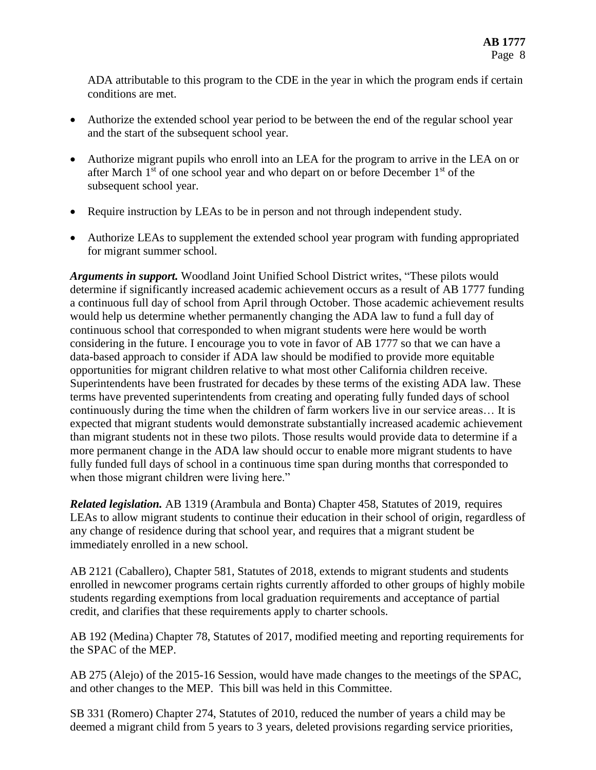ADA attributable to this program to the CDE in the year in which the program ends if certain conditions are met.

- Authorize the extended school year period to be between the end of the regular school year and the start of the subsequent school year.
- Authorize migrant pupils who enroll into an LEA for the program to arrive in the LEA on or after March 1st of one school year and who depart on or before December 1st of the subsequent school year.
- Require instruction by LEAs to be in person and not through independent study.
- Authorize LEAs to supplement the extended school year program with funding appropriated for migrant summer school.

***Arguments in support.*** Woodland Joint Unified School District writes, "These pilots would determine if significantly increased academic achievement occurs as a result of AB 1777 funding a continuous full day of school from April through October. Those academic achievement results would help us determine whether permanently changing the ADA law to fund a full day of continuous school that corresponded to when migrant students were here would be worth considering in the future. I encourage you to vote in favor of AB 1777 so that we can have a data-based approach to consider if ADA law should be modified to provide more equitable opportunities for migrant children relative to what most other California children receive. Superintendents have been frustrated for decades by these terms of the existing ADA law. These terms have prevented superintendents from creating and operating fully funded days of school continuously during the time when the children of farm workers live in our service areas… It is expected that migrant students would demonstrate substantially increased academic achievement than migrant students not in these two pilots. Those results would provide data to determine if a more permanent change in the ADA law should occur to enable more migrant students to have fully funded full days of school in a continuous time span during months that corresponded to when those migrant children were living here."

***Related legislation.*** AB 1319 (Arambula and Bonta) Chapter 458, Statutes of 2019, requires LEAs to allow migrant students to continue their education in their school of origin, regardless of any change of residence during that school year, and requires that a migrant student be immediately enrolled in a new school.

AB 2121 (Caballero), Chapter 581, Statutes of 2018, extends to migrant students and students enrolled in newcomer programs certain rights currently afforded to other groups of highly mobile students regarding exemptions from local graduation requirements and acceptance of partial credit, and clarifies that these requirements apply to charter schools.

AB 192 (Medina) Chapter 78, Statutes of 2017, modified meeting and reporting requirements for the SPAC of the MEP.

AB 275 (Alejo) of the 2015-16 Session, would have made changes to the meetings of the SPAC, and other changes to the MEP. This bill was held in this Committee.

SB 331 (Romero) Chapter 274, Statutes of 2010, reduced the number of years a child may be deemed a migrant child from 5 years to 3 years, deleted provisions regarding service priorities,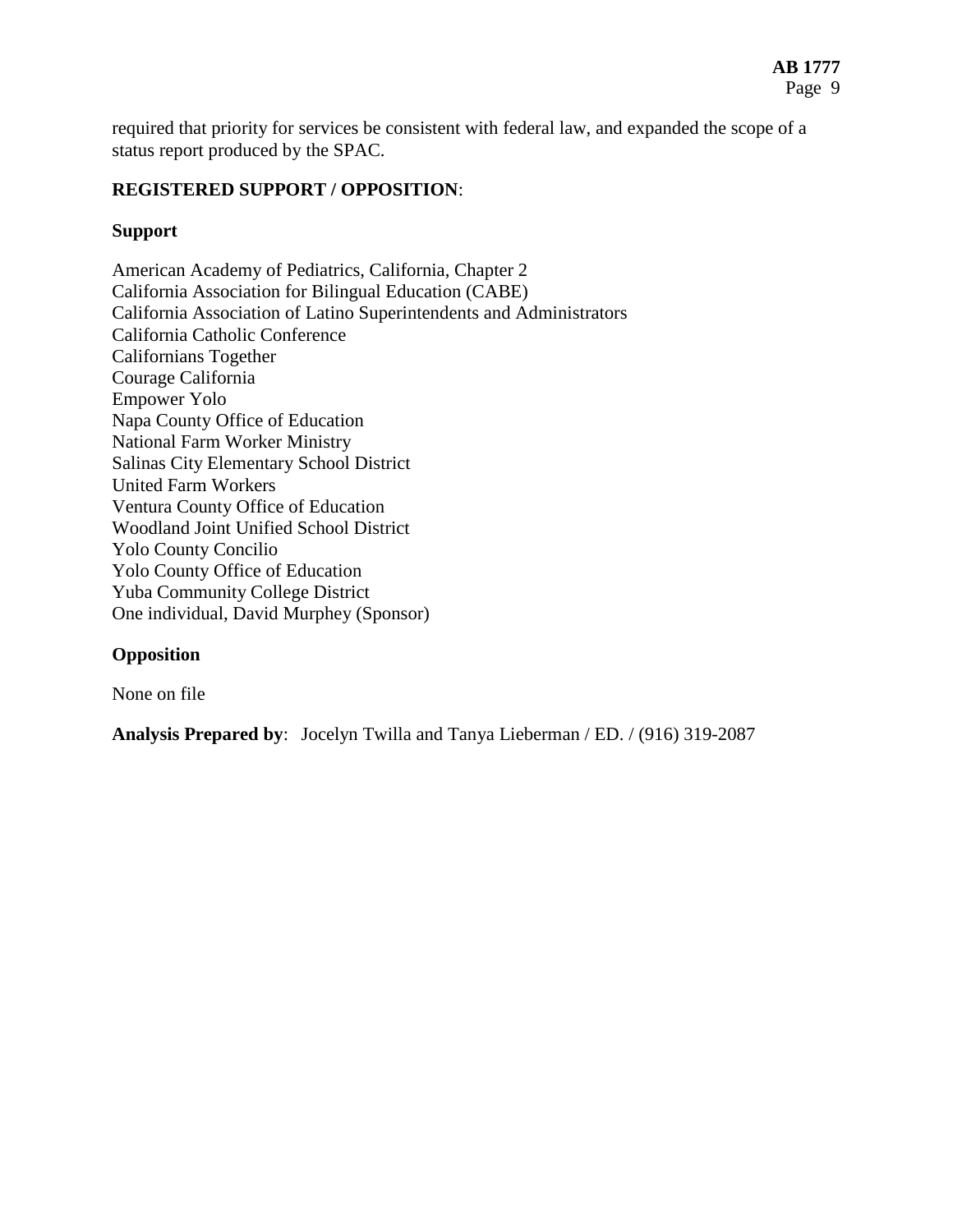required that priority for services be consistent with federal law, and expanded the scope of a status report produced by the SPAC.

**REGISTERED SUPPORT / OPPOSITION**:

**Support**

American Academy of Pediatrics, California, Chapter 2
California Association for Bilingual Education (CABE)
California Association of Latino Superintendents and Administrators
California Catholic Conference
Californians Together
Courage California
Empower Yolo
Napa County Office of Education
National Farm Worker Ministry
Salinas City Elementary School District
United Farm Workers
Ventura County Office of Education
Woodland Joint Unified School District
Yolo County Concilio
Yolo County Office of Education
Yuba Community College District
One individual, David Murphey (Sponsor)

**Opposition**

None on file

**Analysis Prepared by**: Jocelyn Twilla and Tanya Lieberman / ED. / (916) 319-2087